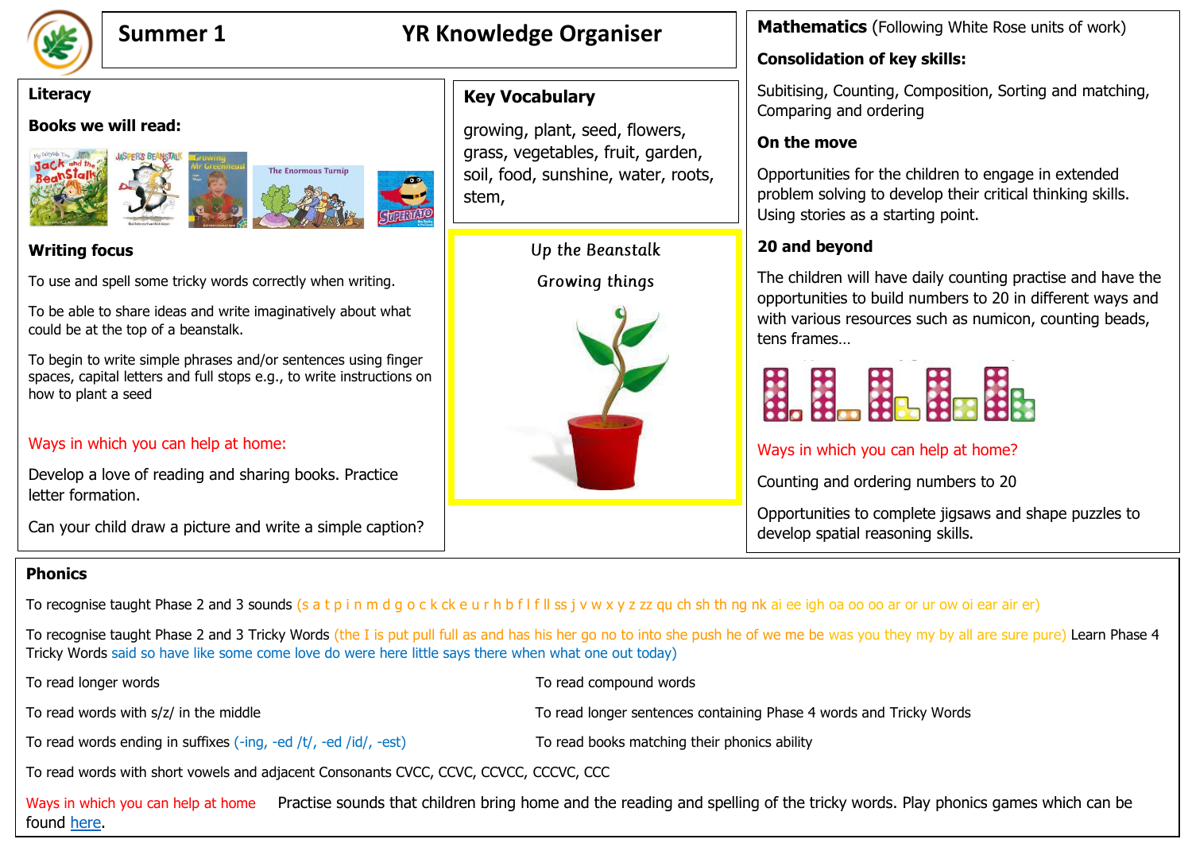# Summer 1 — YR Knowledge Organiser

## Literacy

**Books we will read:**

### Writing focus

To use and spell some tricky words correctly when writing.

To be able to share ideas and write imaginatively about what could be at the top of a beanstalk.

To begin to write simple phrases and/or sentences using finger spaces, capital letters and full stops e.g., to write instructions on how to plant a seed

Ways in which you can help at home:

Develop a love of reading and sharing books. Practice letter formation.

Can your child draw a picture and write a simple caption?

## Key Vocabulary

growing, plant, seed, flowers, grass, vegetables, fruit, garden, soil, food, sunshine, water, roots, stem,

Up the Beanstalk

Growing things

## Mathematics (Following White Rose units of work)

**Consolidation of key skills:**

Subitising, Counting, Composition, Sorting and matching, Comparing and ordering

**On the move**

Opportunities for the children to engage in extended problem solving to develop their critical thinking skills. Using stories as a starting point.

**20 and beyond**

The children will have daily counting practise and have the opportunities to build numbers to 20 in different ways and with various resources such as numicon, counting beads, tens frames…

Ways in which you can help at home?

Counting and ordering numbers to 20

Opportunities to complete jigsaws and shape puzzles to develop spatial reasoning skills.

## Phonics

To recognise taught Phase 2 and 3 sounds (s a t p i n m d g o c k ck e u r h b f l f ll ss j v w x y z zz qu ch sh th ng nk ai ee igh oa oo oo ar or ur ow oi ear air er)

To recognise taught Phase 2 and 3 Tricky Words (the I is put pull full as and has his her go no to into she push he of we me be was you they my by all are sure pure) Learn Phase 4 Tricky Words said so have like some come love do were here little says there when what one out today)

To read longer words

To read compound words

To read words with s/z/ in the middle

To read longer sentences containing Phase 4 words and Tricky Words

To read words ending in suffixes (-ing, -ed /t/, -ed /id/, -est)

To read books matching their phonics ability

To read words with short vowels and adjacent Consonants CVCC, CCVC, CCVCC, CCCVC, CCC

Ways in which you can help at home Practise sounds that children bring home and the reading and spelling of the tricky words. Play phonics games which can be found here.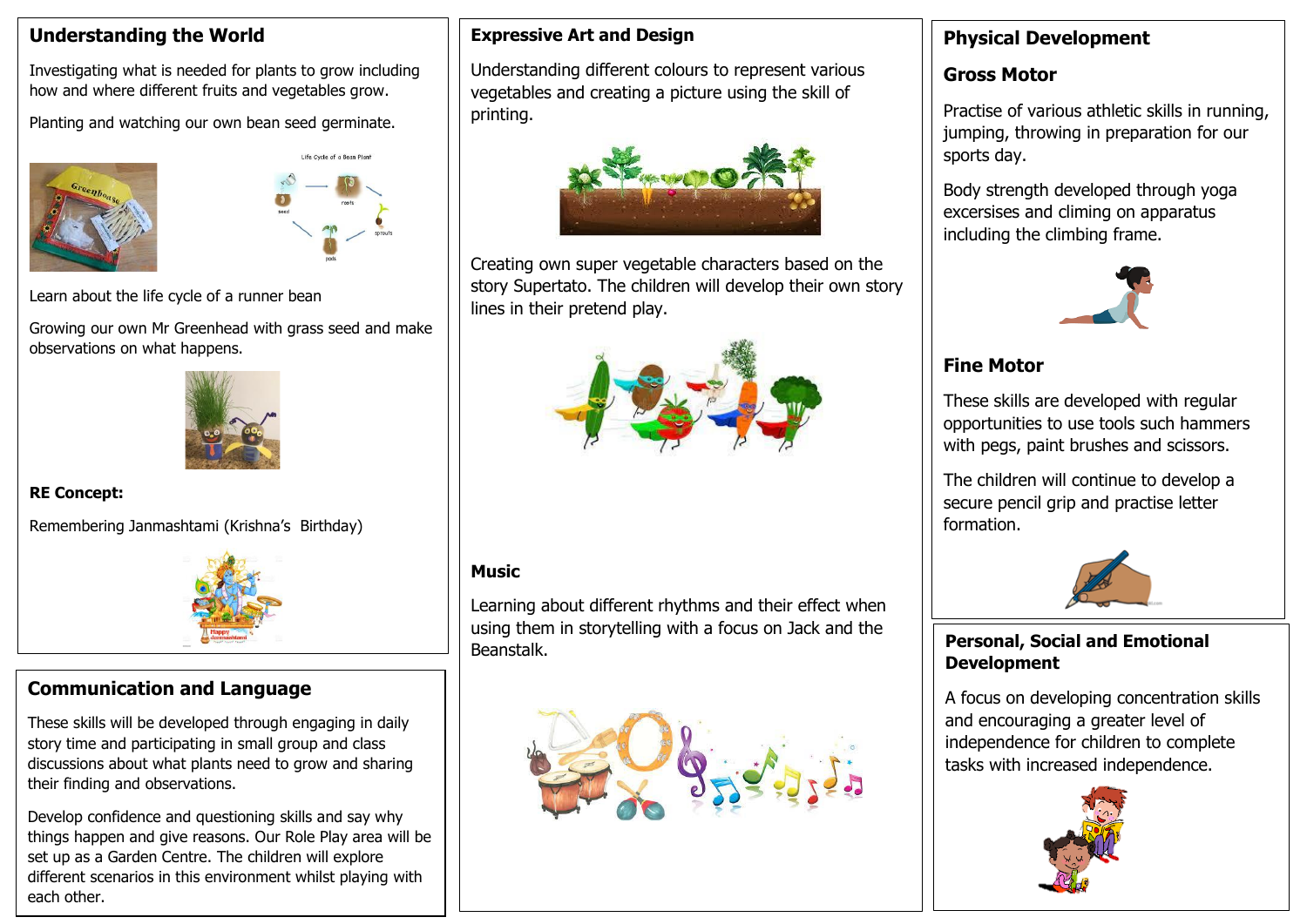## Understanding the World

Investigating what is needed for plants to grow including how and where different fruits and vegetables grow.

Planting and watching our own bean seed germinate.

Learn about the life cycle of a runner bean

Growing our own Mr Greenhead with grass seed and make observations on what happens.

### RE Concept:

Remembering Janmashtami (Krishna's Birthday)

## Communication and Language

These skills will be developed through engaging in daily story time and participating in small group and class discussions about what plants need to grow and sharing their finding and observations.

Develop confidence and questioning skills and say why things happen and give reasons. Our Role Play area will be set up as a Garden Centre. The children will explore different scenarios in this environment whilst playing with each other.

## Expressive Art and Design

Understanding different colours to represent various vegetables and creating a picture using the skill of printing.

Creating own super vegetable characters based on the story Supertato. The children will develop their own story lines in their pretend play.

### Music

Learning about different rhythms and their effect when using them in storytelling with a focus on Jack and the Beanstalk.

## Physical Development

### Gross Motor

Practise of various athletic skills in running, jumping, throwing in preparation for our sports day.

Body strength developed through yoga excersises and climing on apparatus including the climbing frame.

### Fine Motor

These skills are developed with regular opportunities to use tools such hammers with pegs, paint brushes and scissors.

The children will continue to develop a secure pencil grip and practise letter formation.

## Personal, Social and Emotional Development

A focus on developing concentration skills and encouraging a greater level of independence for children to complete tasks with increased independence.